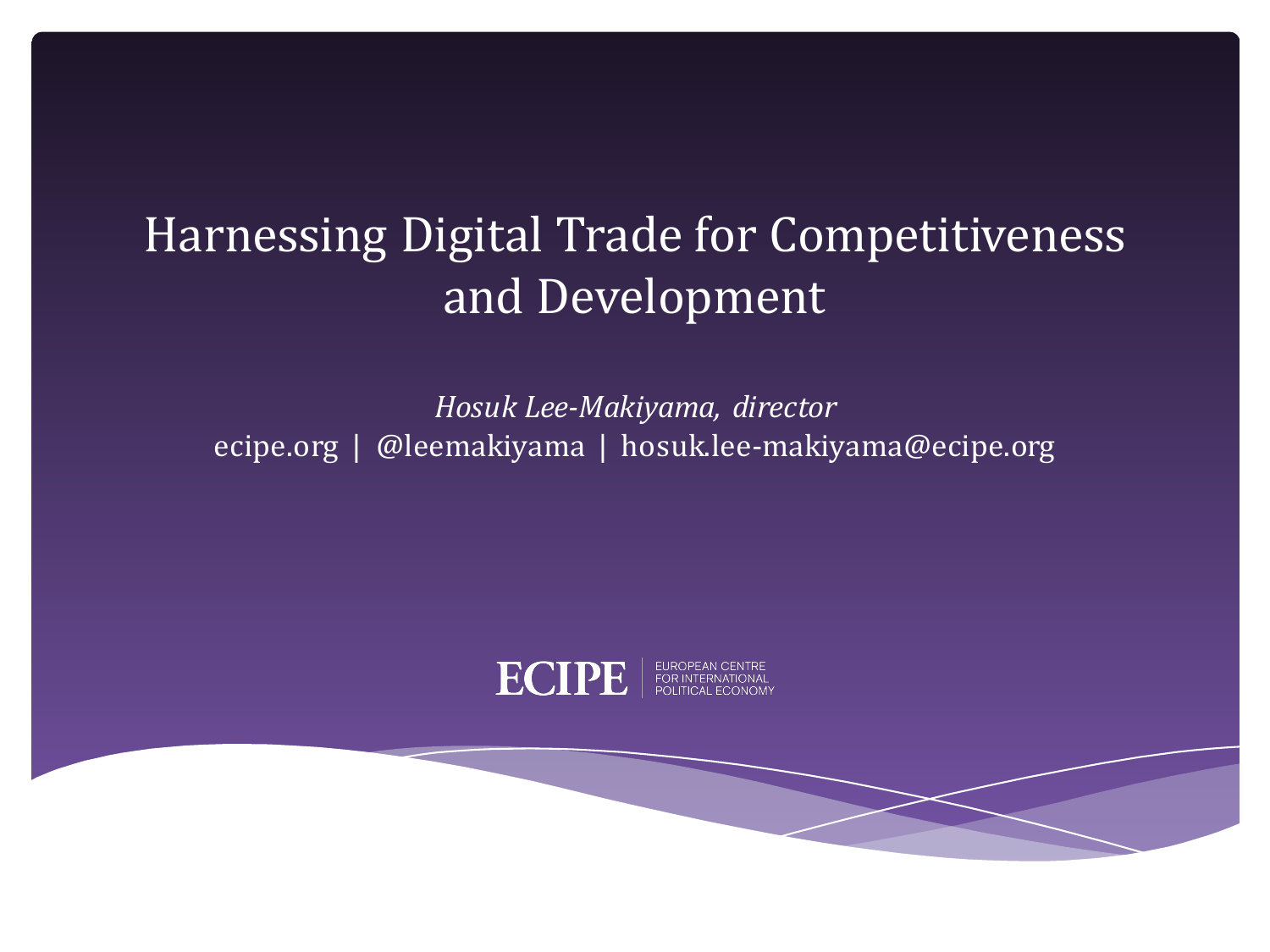# Harnessing Digital Trade for Competitiveness and Development

*Hosuk Lee-Makiyama, director*

ecipe.org | @leemakiyama | hosuk.lee-makiyama@ecipe.org

ECIPE | EUROPEAN CENTRE FOR INTERNATIONAL POLITICAL ECONOMY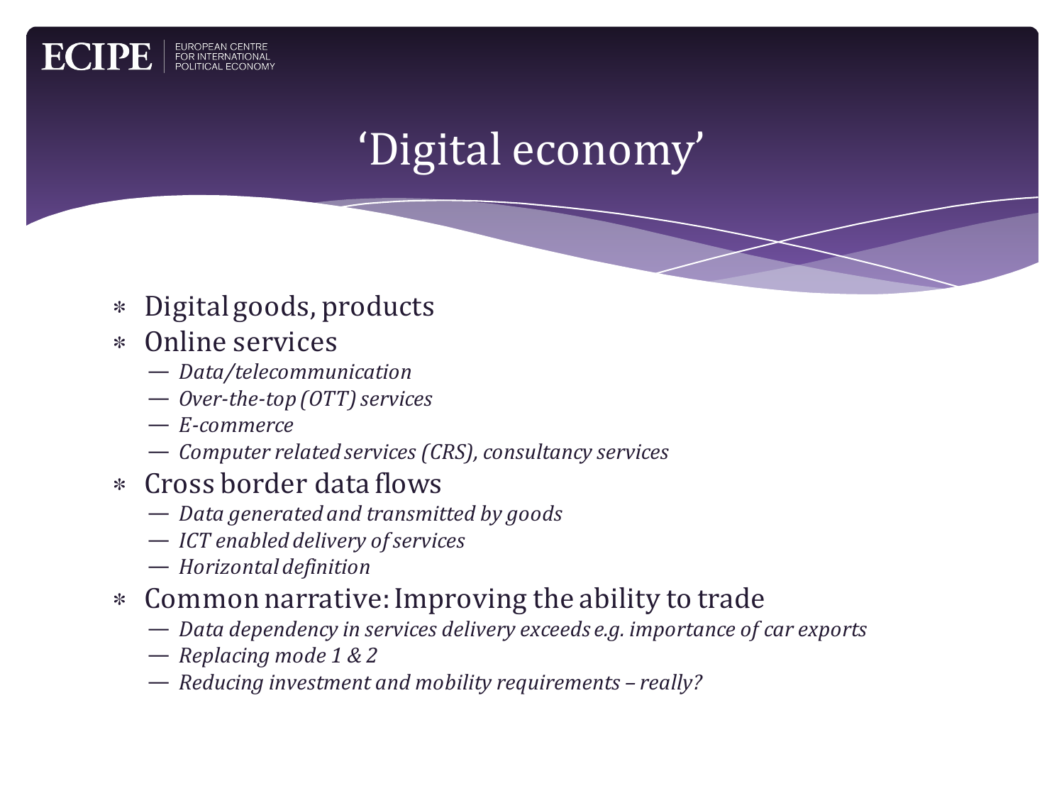# 'Digital economy'

- Digital goods, products
- Online services
  - *Data/telecommunication*
  - *Over-the-top (OTT) services*
  - *E-commerce*
  - *Computer related services (CRS), consultancy services*
- Cross border data flows
  - *Data generated and transmitted by goods*
  - *ICT enabled delivery of services*
  - *Horizontal definition*
- Common narrative: Improving the ability to trade
  - *Data dependency in services delivery exceeds e.g. importance of car exports*
  - *Replacing mode 1 & 2*
  - *Reducing investment and mobility requirements – really?*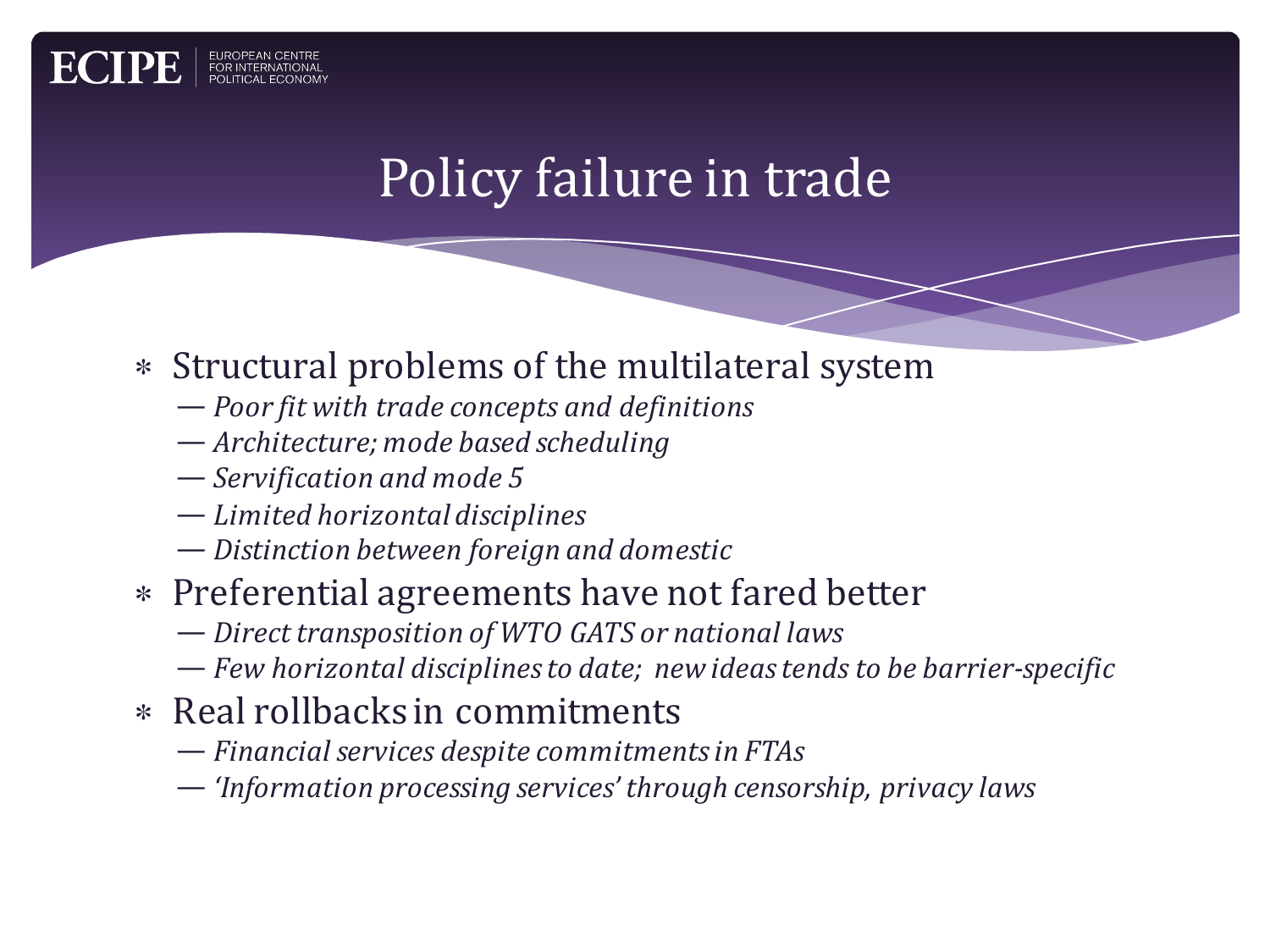# Policy failure in trade

- Structural problems of the multilateral system
  - — *Poor fit with trade concepts and definitions*
  - — *Architecture; mode based scheduling*
  - — *Servification and mode 5*
  - — *Limited horizontal disciplines*
  - — *Distinction between foreign and domestic*
- Preferential agreements have not fared better
  - — *Direct transposition of WTO GATS or national laws*
  - — *Few horizontal disciplines to date; new ideas tends to be barrier-specific*
- Real rollbacks in commitments
  - — *Financial services despite commitments in FTAs*
  - — *'Information processing services' through censorship, privacy laws*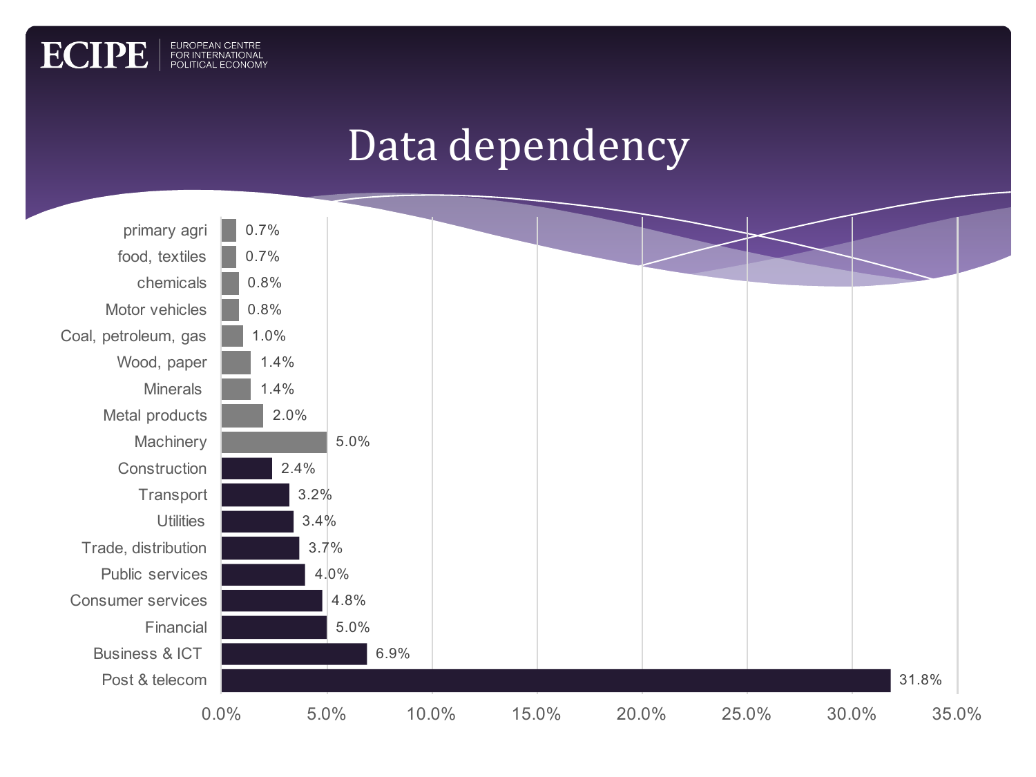# Data dependency

| Sector | Data dependency |
|---|---|
| primary agri | 0.7% |
| food, textiles | 0.7% |
| chemicals | 0.8% |
| Motor vehicles | 0.8% |
| Coal, petroleum, gas | 1.0% |
| Wood, paper | 1.4% |
| Minerals | 1.4% |
| Metal products | 2.0% |
| Machinery | 5.0% |
| Construction | 2.4% |
| Transport | 3.2% |
| Utilities | 3.4% |
| Trade, distribution | 3.7% |
| Public services | 4.0% |
| Consumer services | 4.8% |
| Financial | 5.0% |
| Business & ICT | 6.9% |
| Post & telecom | 31.8% |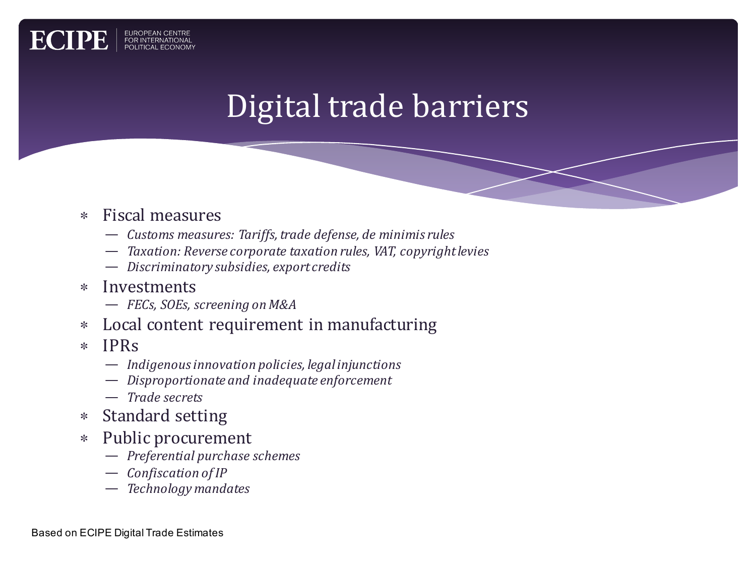# Digital trade barriers

- Fiscal measures
  - *Customs measures: Tariffs, trade defense, de minimis rules*
  - *Taxation: Reverse corporate taxation rules, VAT, copyright levies*
  - *Discriminatory subsidies, export credits*
- Investments
  - *FECs, SOEs, screening on M&A*
- Local content requirement in manufacturing
- IPRs
  - *Indigenous innovation policies, legal injunctions*
  - *Disproportionate and inadequate enforcement*
  - *Trade secrets*
- Standard setting
- Public procurement
  - *Preferential purchase schemes*
  - *Confiscation of IP*
  - *Technology mandates*

Based on ECIPE Digital Trade Estimates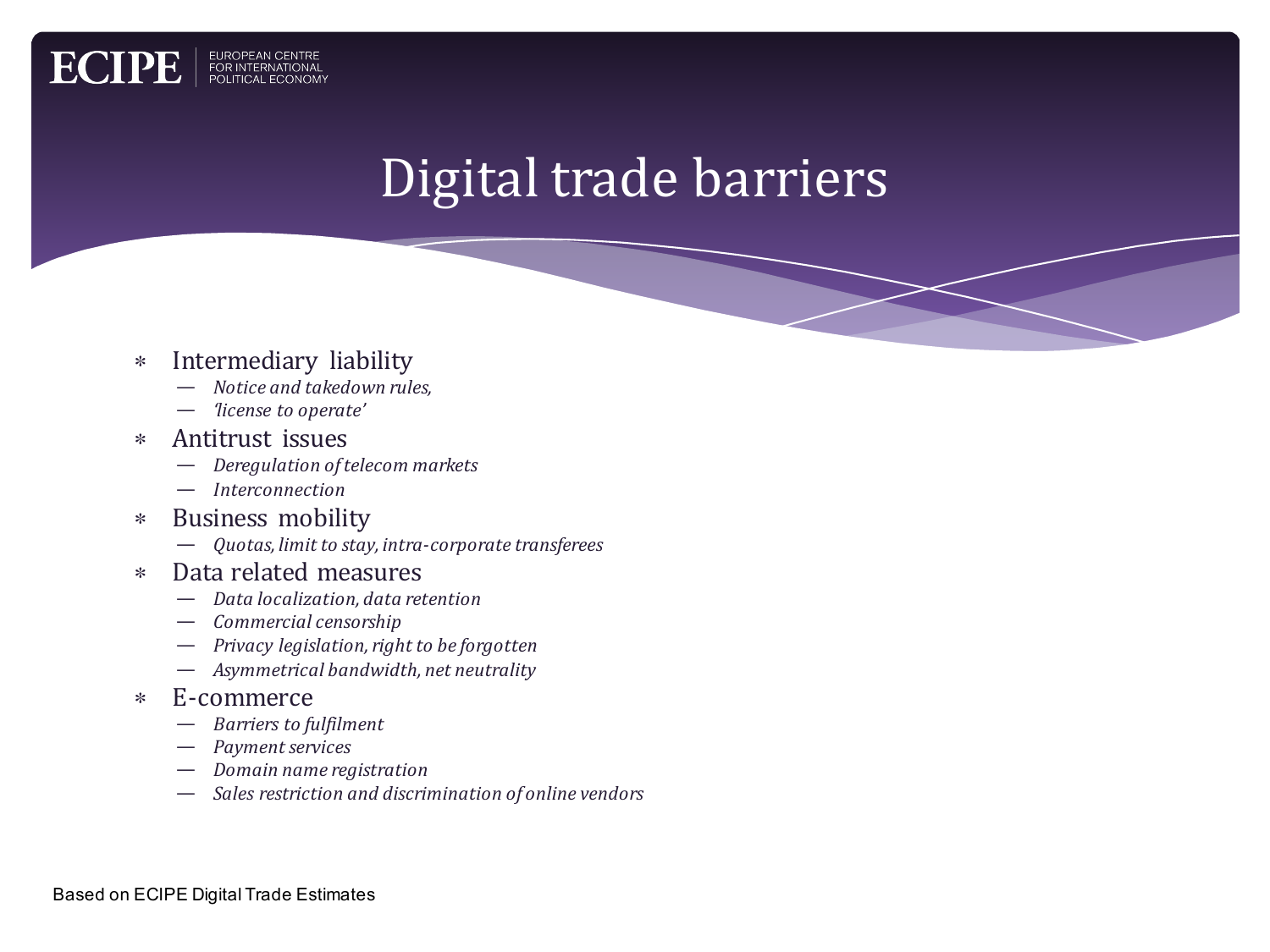# Digital trade barriers

- Intermediary liability
  - *Notice and takedown rules,*
  - *'license to operate'*
- Antitrust issues
  - *Deregulation of telecom markets*
  - *Interconnection*
- Business mobility
  - *Quotas, limit to stay, intra-corporate transferees*
- Data related measures
  - *Data localization, data retention*
  - *Commercial censorship*
  - *Privacy legislation, right to be forgotten*
  - *Asymmetrical bandwidth, net neutrality*
- E-commerce
  - *Barriers to fulfilment*
  - *Payment services*
  - *Domain name registration*
  - *Sales restriction and discrimination of online vendors*

Based on ECIPE Digital Trade Estimates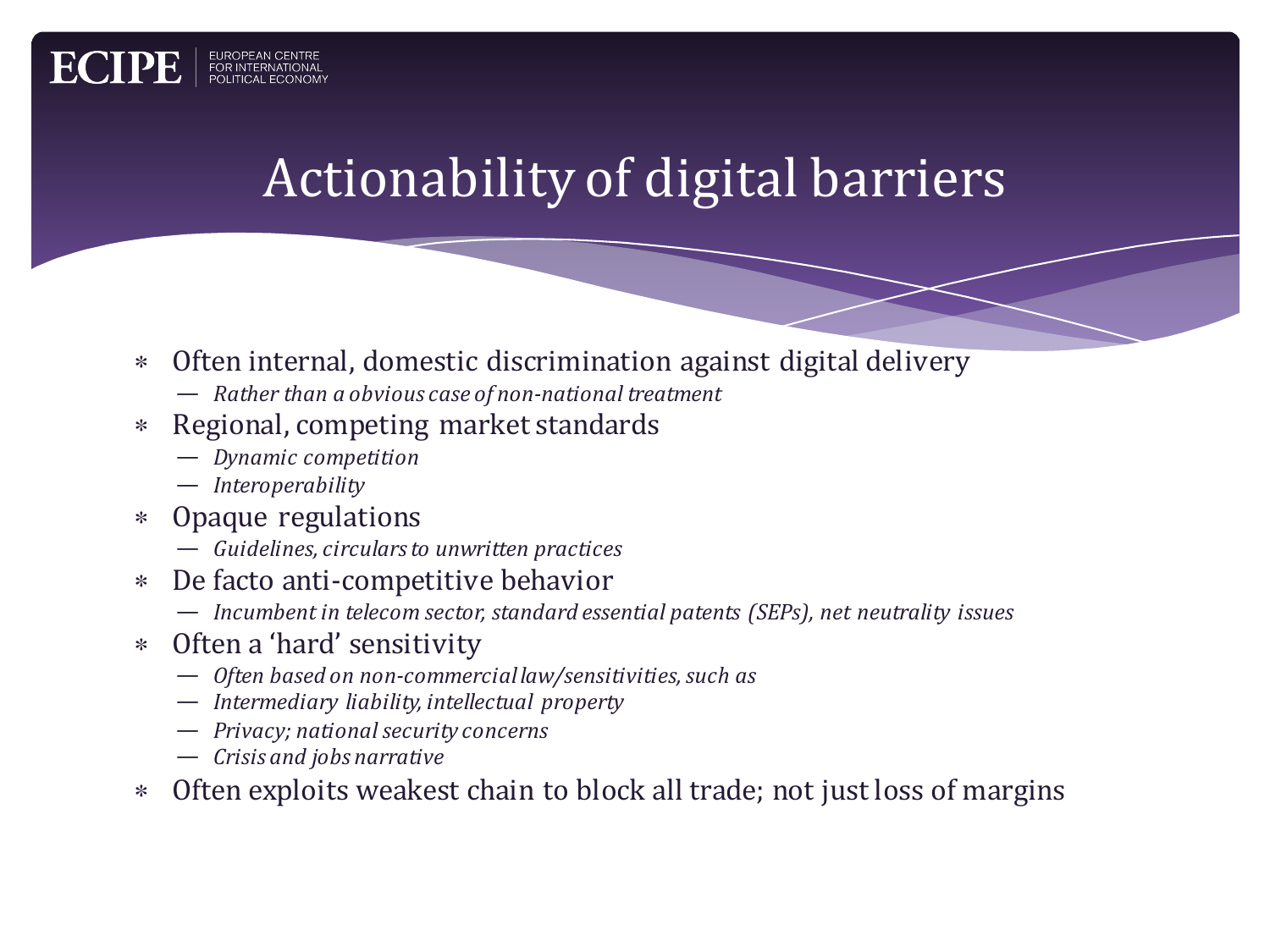# Actionability of digital barriers

- Often internal, domestic discrimination against digital delivery
  - *Rather than a obvious case of non-national treatment*
- Regional, competing market standards
  - *Dynamic competition*
  - *Interoperability*
- Opaque regulations
  - *Guidelines, circulars to unwritten practices*
- De facto anti-competitive behavior
  - *Incumbent in telecom sector, standard essential patents (SEPs), net neutrality issues*
- Often a 'hard' sensitivity
  - *Often based on non-commercial law/sensitivities, such as*
  - *Intermediary liability, intellectual property*
  - *Privacy; national security concerns*
  - *Crisis and jobs narrative*
- Often exploits weakest chain to block all trade; not just loss of margins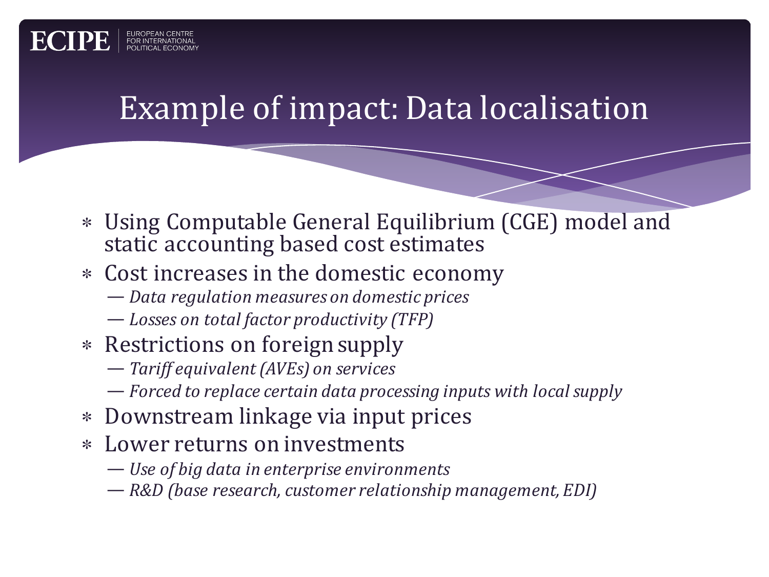# Example of impact: Data localisation

- Using Computable General Equilibrium (CGE) model and static accounting based cost estimates
- Cost increases in the domestic economy
  - *Data regulation measures on domestic prices*
  - *Losses on total factor productivity (TFP)*
- Restrictions on foreign supply
  - *Tariff equivalent (AVEs) on services*
  - *Forced to replace certain data processing inputs with local supply*
- Downstream linkage via input prices
- Lower returns on investments
  - *Use of big data in enterprise environments*
  - *R&D (base research, customer relationship management, EDI)*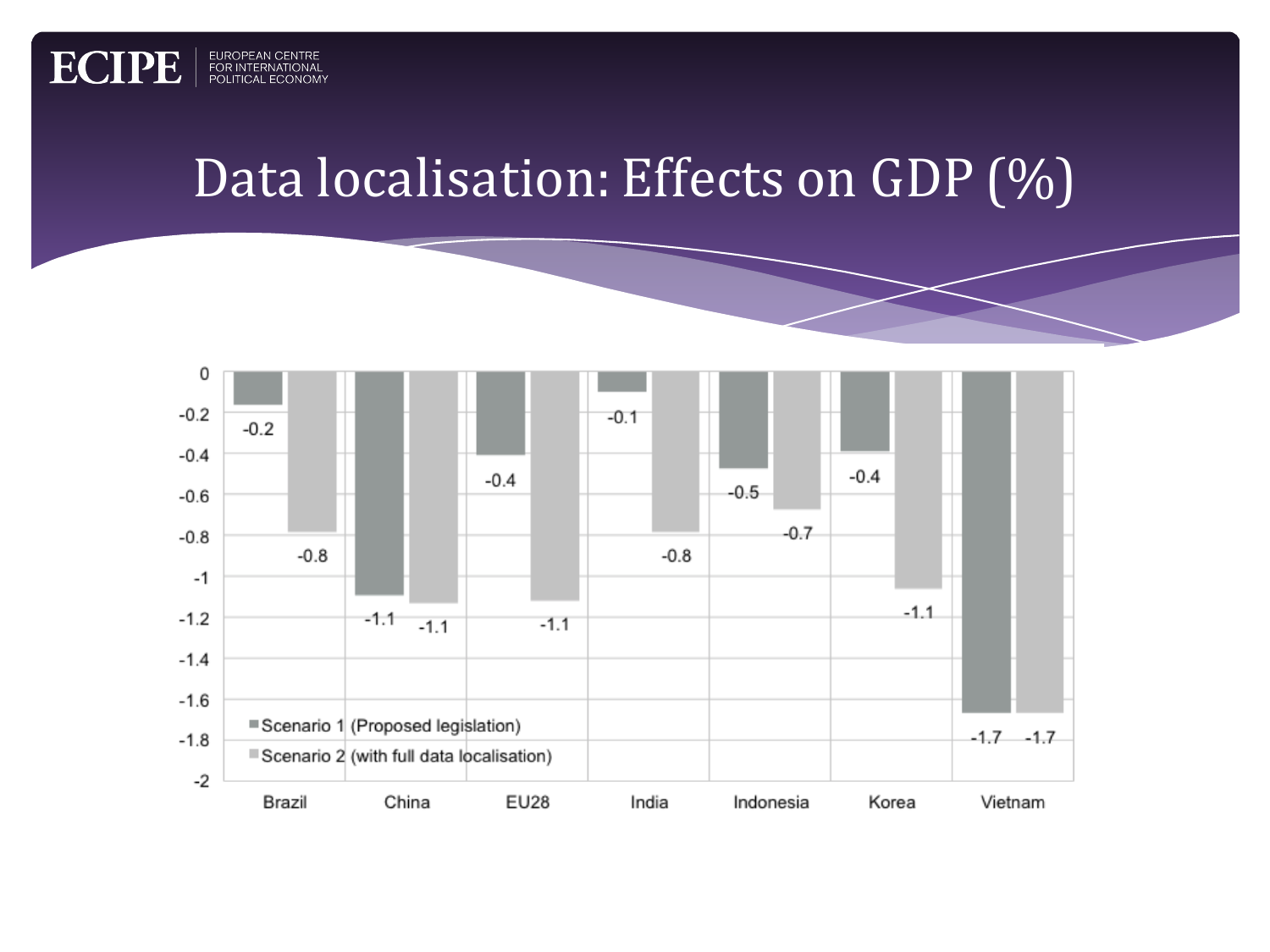# Data localisation: Effects on GDP (%)

| | Scenario 1 (Proposed legislation) | Scenario 2 (with full data localisation) |
|---|---|---|
| Brazil | -0.2 | -0.8 |
| China | -1.1 | -1.1 |
| EU28 | -0.4 | -1.1 |
| India | -0.1 | -0.8 |
| Indonesia | -0.5 | -0.7 |
| Korea | -0.4 | -1.1 |
| Vietnam | -1.7 | -1.7 |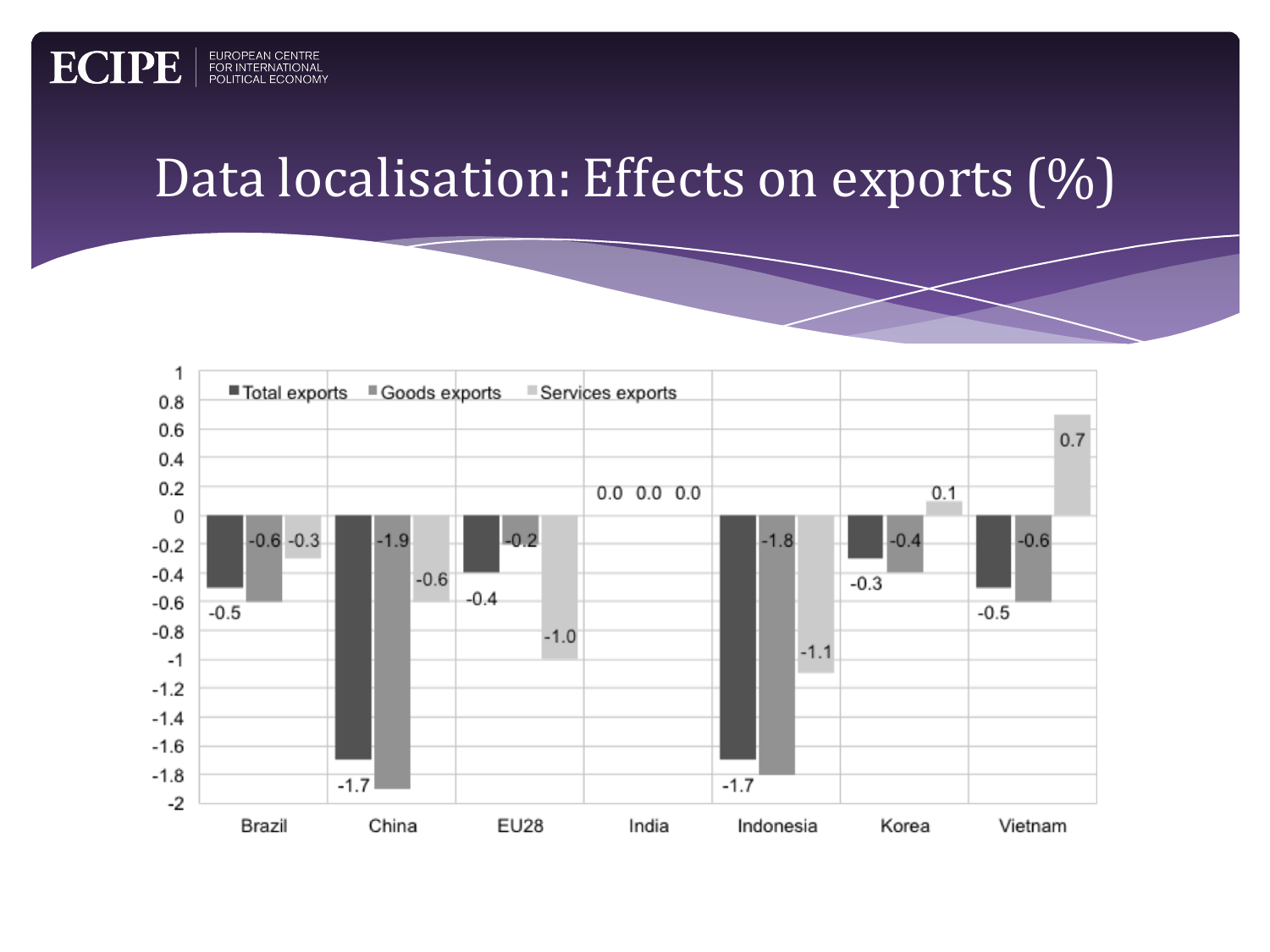# Data localisation: Effects on exports (%)

| | Total exports | Goods exports | Services exports |
|---|---|---|---|
| Brazil | -0.5 | -0.6 | -0.3 |
| China | -1.7 | -1.9 | -0.6 |
| EU28 | -0.4 | -0.2 | -1.0 |
| India | 0.0 | 0.0 | 0.0 |
| Indonesia | -1.7 | -1.8 | -1.1 |
| Korea | -0.3 | -0.4 | 0.1 |
| Vietnam | -0.5 | -0.6 | 0.7 |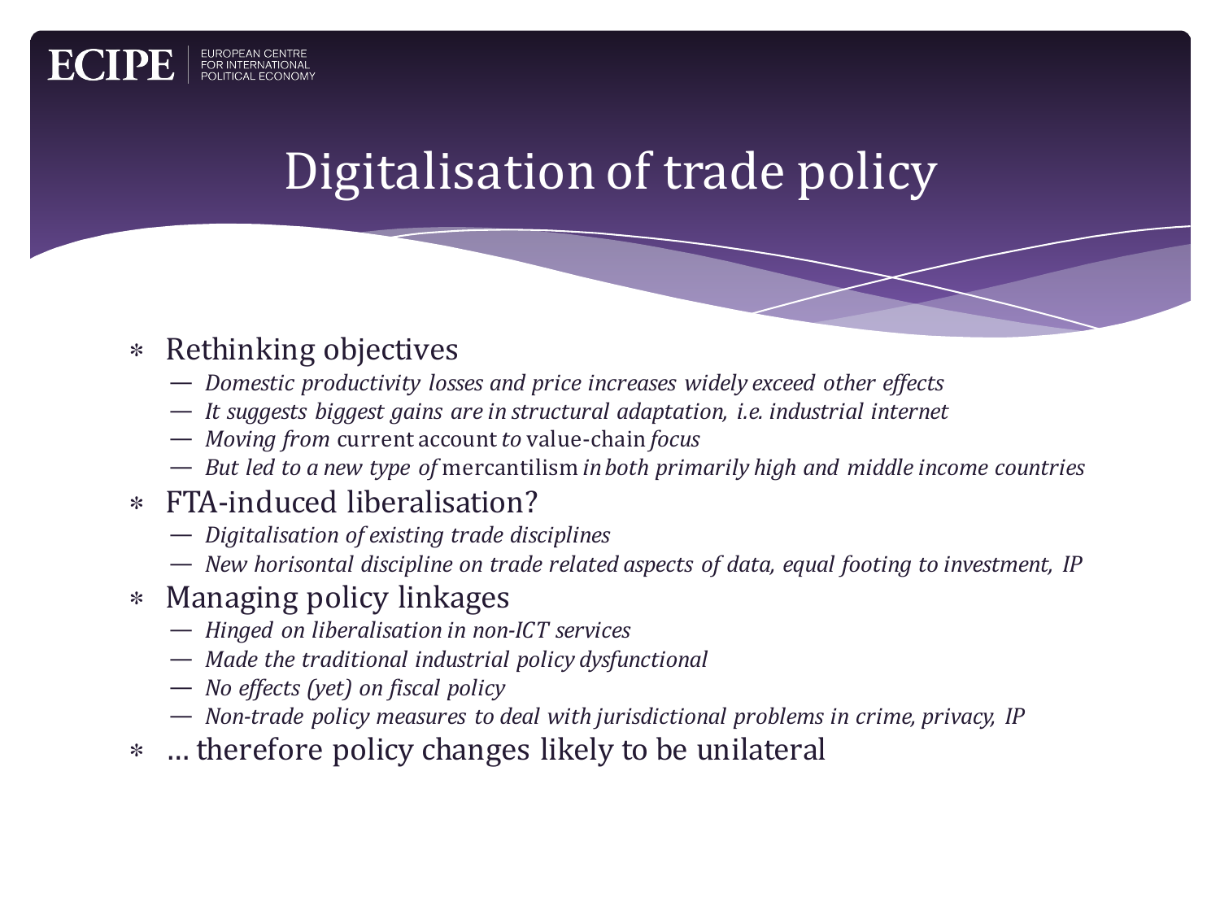# Digitalisation of trade policy

- Rethinking objectives
  - *Domestic productivity losses and price increases widely exceed other effects*
  - *It suggests biggest gains are in structural adaptation, i.e. industrial internet*
  - *Moving from* current account *to* value-chain *focus*
  - *But led to a new type of* mercantilism *in both primarily high and middle income countries*
- FTA-induced liberalisation?
  - *Digitalisation of existing trade disciplines*
  - *New horisontal discipline on trade related aspects of data, equal footing to investment, IP*
- Managing policy linkages
  - *Hinged on liberalisation in non-ICT services*
  - *Made the traditional industrial policy dysfunctional*
  - *No effects (yet) on fiscal policy*
  - *Non-trade policy measures to deal with jurisdictional problems in crime, privacy, IP*
- … therefore policy changes likely to be unilateral